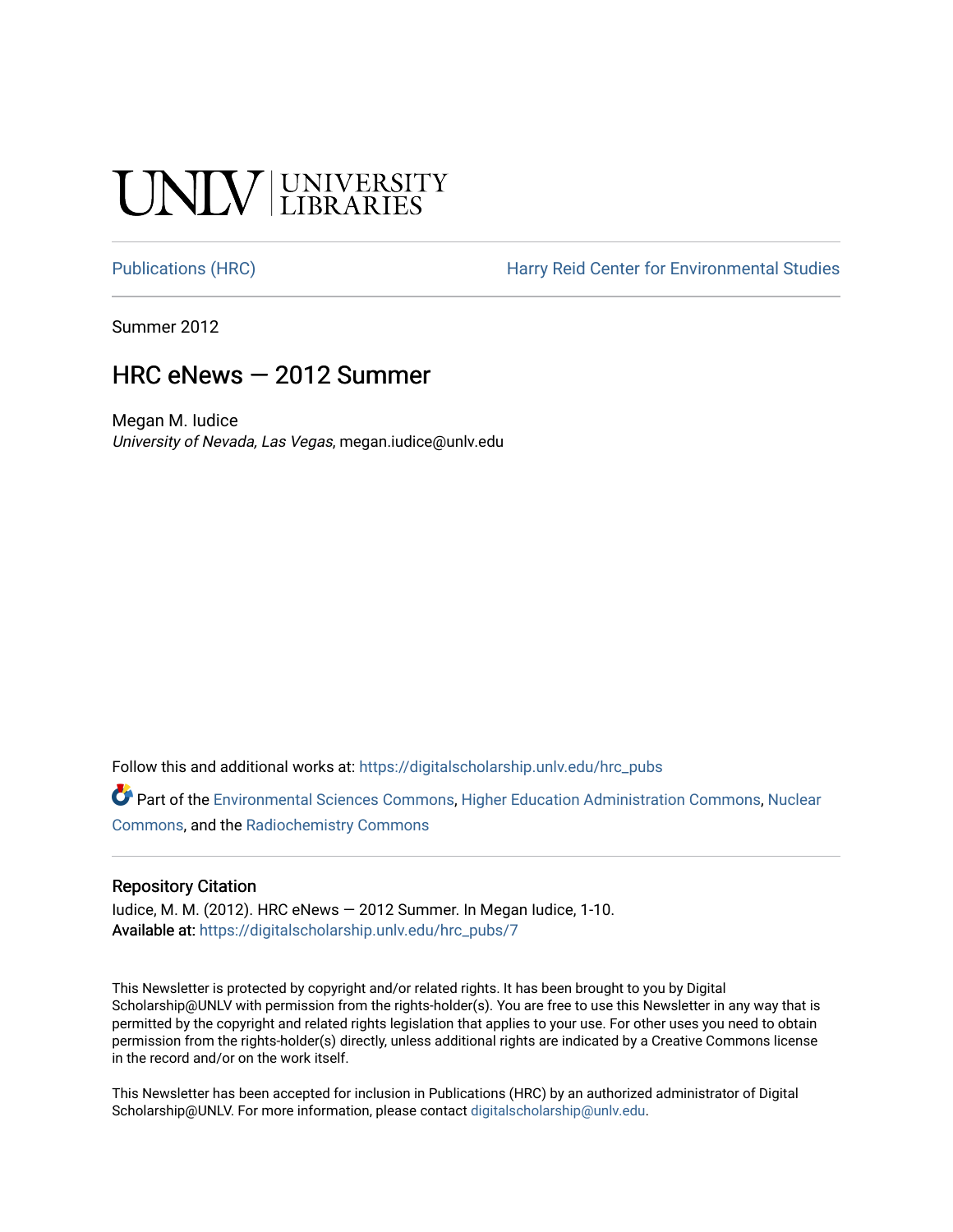UNLV | UNIVERSITY LIBRARIES

Publications (HRC) | Harry Reid Center for Environmental Studies

Summer 2012

# HRC eNews — 2012 Summer

Megan M. Iudice
*University of Nevada, Las Vegas*, megan.iudice@unlv.edu

Follow this and additional works at: https://digitalscholarship.unlv.edu/hrc_pubs

Part of the Environmental Sciences Commons, Higher Education Administration Commons, Nuclear Commons, and the Radiochemistry Commons

## Repository Citation

Iudice, M. M. (2012). HRC eNews — 2012 Summer. In Megan Iudice, 1-10.
**Available at:** https://digitalscholarship.unlv.edu/hrc_pubs/7

This Newsletter is protected by copyright and/or related rights. It has been brought to you by Digital Scholarship@UNLV with permission from the rights-holder(s). You are free to use this Newsletter in any way that is permitted by the copyright and related rights legislation that applies to your use. For other uses you need to obtain permission from the rights-holder(s) directly, unless additional rights are indicated by a Creative Commons license in the record and/or on the work itself.

This Newsletter has been accepted for inclusion in Publications (HRC) by an authorized administrator of Digital Scholarship@UNLV. For more information, please contact digitalscholarship@unlv.edu.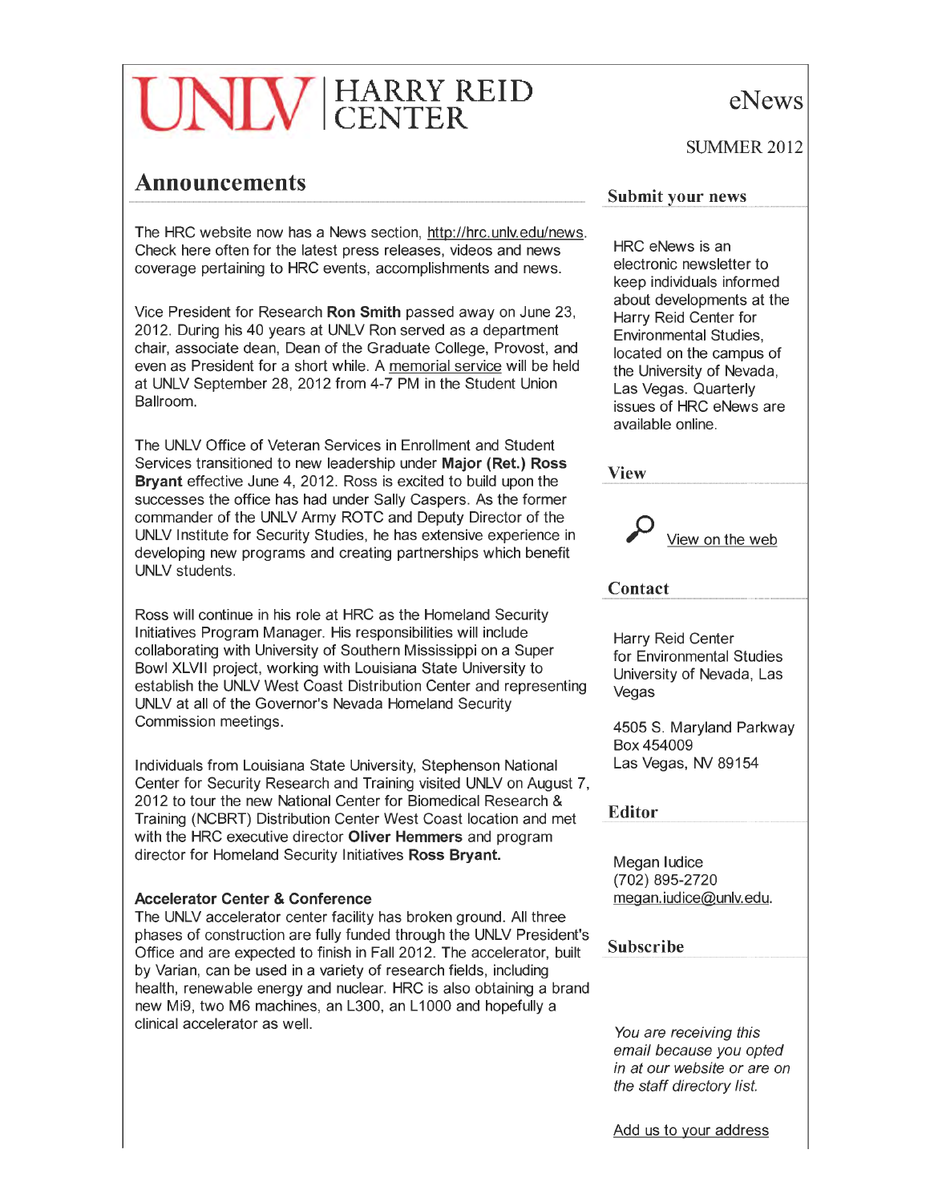# UNLV | HARRY REID CENTER

eNews

SUMMER 2012

## Announcements

The HRC website now has a News section, http://hrc.unlv.edu/news. Check here often for the latest press releases, videos and news coverage pertaining to HRC events, accomplishments and news.

Vice President for Research **Ron Smith** passed away on June 23, 2012. During his 40 years at UNLV Ron served as a department chair, associate dean, Dean of the Graduate College, Provost, and even as President for a short while. A memorial service will be held at UNLV September 28, 2012 from 4-7 PM in the Student Union Ballroom.

The UNLV Office of Veteran Services in Enrollment and Student Services transitioned to new leadership under **Major (Ret.) Ross Bryant** effective June 4, 2012. Ross is excited to build upon the successes the office has had under Sally Caspers. As the former commander of the UNLV Army ROTC and Deputy Director of the UNLV Institute for Security Studies, he has extensive experience in developing new programs and creating partnerships which benefit UNLV students.

Ross will continue in his role at HRC as the Homeland Security Initiatives Program Manager. His responsibilities will include collaborating with University of Southern Mississippi on a Super Bowl XLVII project, working with Louisiana State University to establish the UNLV West Coast Distribution Center and representing UNLV at all of the Governor's Nevada Homeland Security Commission meetings.

Individuals from Louisiana State University, Stephenson National Center for Security Research and Training visited UNLV on August 7, 2012 to tour the new National Center for Biomedical Research & Training (NCBRT) Distribution Center West Coast location and met with the HRC executive director **Oliver Hemmers** and program director for Homeland Security Initiatives **Ross Bryant.**

**Accelerator Center & Conference**

The UNLV accelerator center facility has broken ground. All three phases of construction are fully funded through the UNLV President's Office and are expected to finish in Fall 2012. The accelerator, built by Varian, can be used in a variety of research fields, including health, renewable energy and nuclear. HRC is also obtaining a brand new Mi9, two M6 machines, an L300, an L1000 and hopefully a clinical accelerator as well.

### Submit your news

HRC eNews is an electronic newsletter to keep individuals informed about developments at the Harry Reid Center for Environmental Studies, located on the campus of the University of Nevada, Las Vegas. Quarterly issues of HRC eNews are available online.

### View

View on the web

### Contact

Harry Reid Center
for Environmental Studies
University of Nevada, Las Vegas

4505 S. Maryland Parkway
Box 454009
Las Vegas, NV 89154

### Editor

Megan Iudice
(702) 895-2720
megan.iudice@unlv.edu.

### Subscribe

*You are receiving this email because you opted in at our website or are on the staff directory list.*

Add us to your address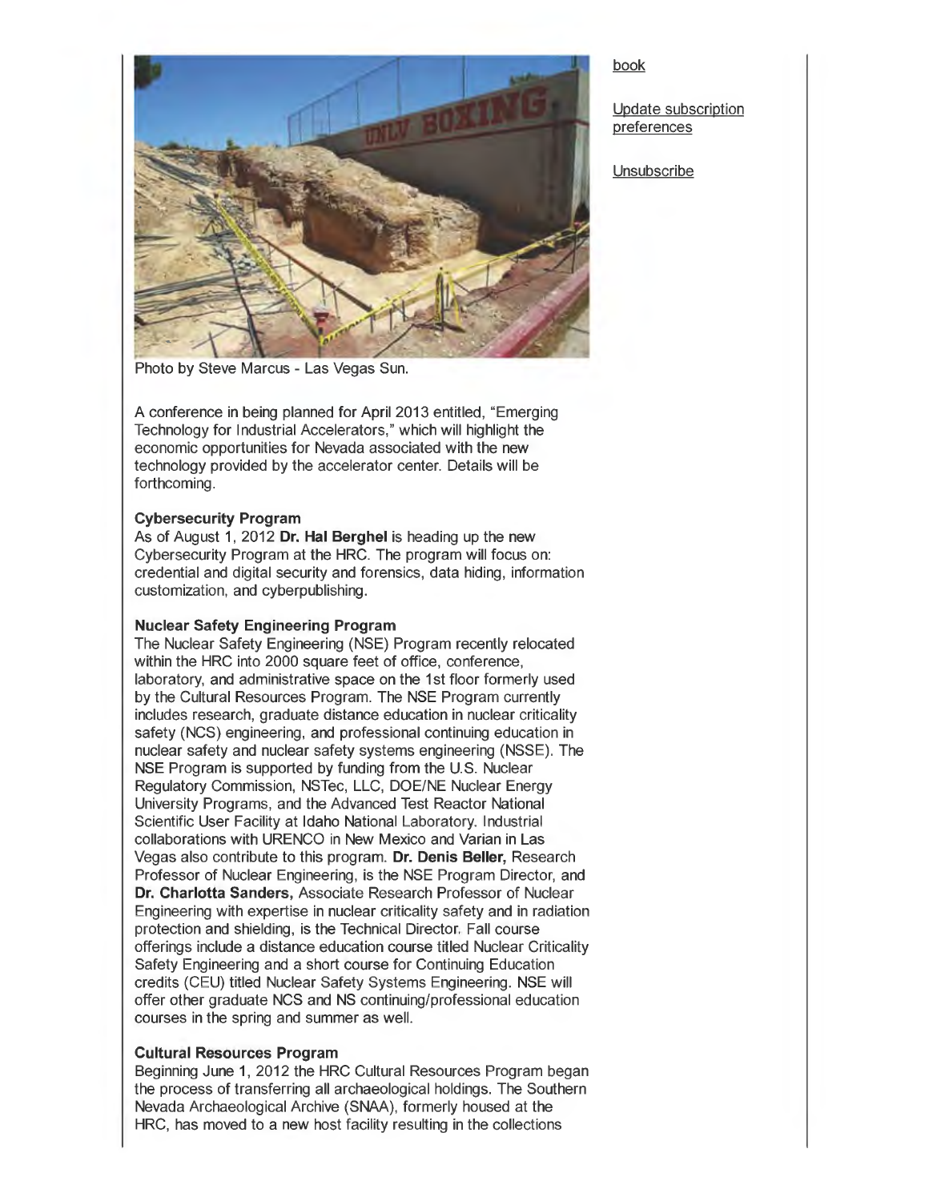Photo by Steve Marcus - Las Vegas Sun.

A conference in being planned for April 2013 entitled, "Emerging Technology for Industrial Accelerators," which will highlight the economic opportunities for Nevada associated with the new technology provided by the accelerator center. Details will be forthcoming.

**Cybersecurity Program**
As of August 1, 2012 **Dr. Hal Berghel** is heading up the new Cybersecurity Program at the HRC. The program will focus on: credential and digital security and forensics, data hiding, information customization, and cyberpublishing.

**Nuclear Safety Engineering Program**
The Nuclear Safety Engineering (NSE) Program recently relocated within the HRC into 2000 square feet of office, conference, laboratory, and administrative space on the 1st floor formerly used by the Cultural Resources Program. The NSE Program currently includes research, graduate distance education in nuclear criticality safety (NCS) engineering, and professional continuing education in nuclear safety and nuclear safety systems engineering (NSSE). The NSE Program is supported by funding from the U.S. Nuclear Regulatory Commission, NSTec, LLC, DOE/NE Nuclear Energy University Programs, and the Advanced Test Reactor National Scientific User Facility at Idaho National Laboratory. Industrial collaborations with URENCO in New Mexico and Varian in Las Vegas also contribute to this program. **Dr. Denis Beller,** Research Professor of Nuclear Engineering, is the NSE Program Director, and **Dr. Charlotta Sanders,** Associate Research Professor of Nuclear Engineering with expertise in nuclear criticality safety and in radiation protection and shielding, is the Technical Director. Fall course offerings include a distance education course titled Nuclear Criticality Safety Engineering and a short course for Continuing Education credits (CEU) titled Nuclear Safety Systems Engineering. NSE will offer other graduate NCS and NS continuing/professional education courses in the spring and summer as well.

**Cultural Resources Program**
Beginning June 1, 2012 the HRC Cultural Resources Program began the process of transferring all archaeological holdings. The Southern Nevada Archaeological Archive (SNAA), formerly housed at the HRC, has moved to a new host facility resulting in the collections

book

Update subscription preferences

Unsubscribe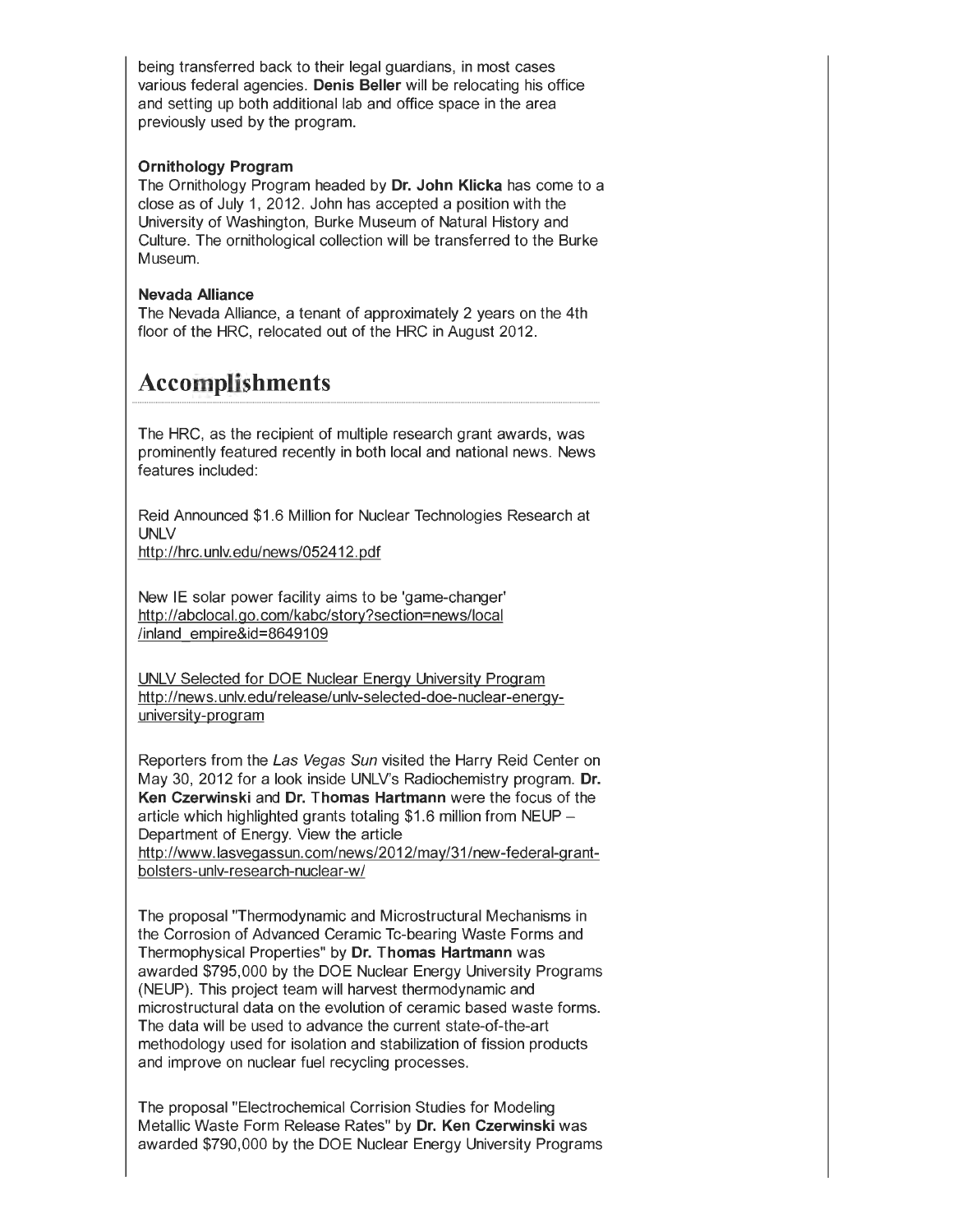being transferred back to their legal guardians, in most cases various federal agencies. **Denis Beller** will be relocating his office and setting up both additional lab and office space in the area previously used by the program.

**Ornithology Program**
The Ornithology Program headed by **Dr. John Klicka** has come to a close as of July 1, 2012. John has accepted a position with the University of Washington, Burke Museum of Natural History and Culture. The ornithological collection will be transferred to the Burke Museum.

**Nevada Alliance**
The Nevada Alliance, a tenant of approximately 2 years on the 4th floor of the HRC, relocated out of the HRC in August 2012.

## Accomplishments

The HRC, as the recipient of multiple research grant awards, was prominently featured recently in both local and national news. News features included:

Reid Announced $1.6 Million for Nuclear Technologies Research at UNLV
http://hrc.unlv.edu/news/052412.pdf

New IE solar power facility aims to be 'game-changer'
http://abclocal.go.com/kabc/story?section=news/local/inland_empire&id=8649109

UNLV Selected for DOE Nuclear Energy University Program
http://news.unlv.edu/release/unlv-selected-doe-nuclear-energy-university-program

Reporters from the *Las Vegas Sun* visited the Harry Reid Center on May 30, 2012 for a look inside UNLV's Radiochemistry program. **Dr. Ken Czerwinski** and **Dr. Thomas Hartmann** were the focus of the article which highlighted grants totaling $1.6 million from NEUP – Department of Energy. View the article
http://www.lasvegassun.com/news/2012/may/31/new-federal-grant-bolsters-unlv-research-nuclear-w/

The proposal "Thermodynamic and Microstructural Mechanisms in the Corrosion of Advanced Ceramic Tc-bearing Waste Forms and Thermophysical Properties" by **Dr. Thomas Hartmann** was awarded $795,000 by the DOE Nuclear Energy University Programs (NEUP). This project team will harvest thermodynamic and microstructural data on the evolution of ceramic based waste forms. The data will be used to advance the current state-of-the-art methodology used for isolation and stabilization of fission products and improve on nuclear fuel recycling processes.

The proposal "Electrochemical Corrision Studies for Modeling Metallic Waste Form Release Rates" by **Dr. Ken Czerwinski** was awarded $790,000 by the DOE Nuclear Energy University Programs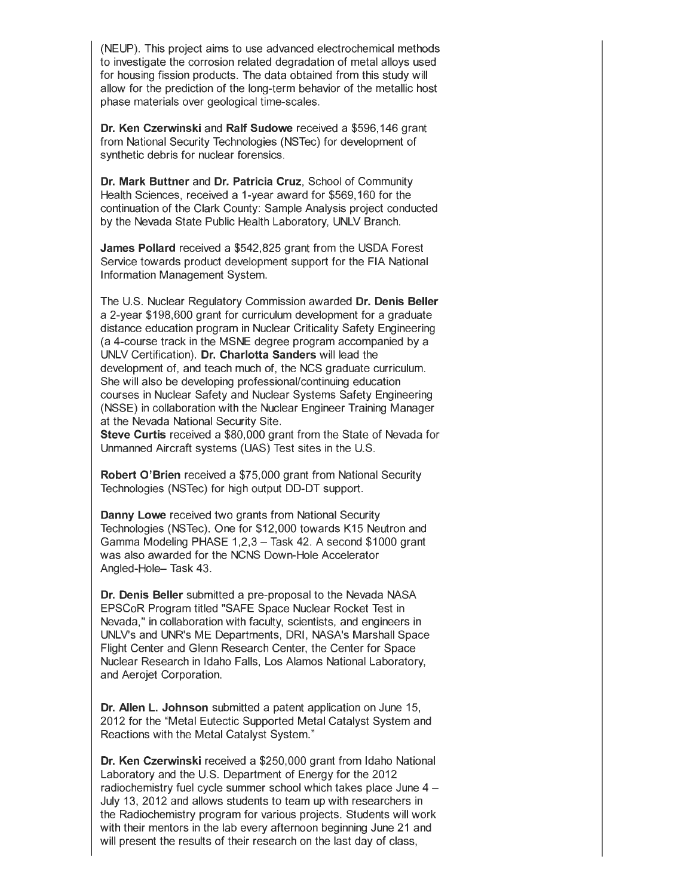(NEUP). This project aims to use advanced electrochemical methods to investigate the corrosion related degradation of metal alloys used for housing fission products. The data obtained from this study will allow for the prediction of the long-term behavior of the metallic host phase materials over geological time-scales.

**Dr. Ken Czerwinski** and **Ralf Sudowe** received a $596,146 grant from National Security Technologies (NSTec) for development of synthetic debris for nuclear forensics.

**Dr. Mark Buttner** and **Dr. Patricia Cruz**, School of Community Health Sciences, received a 1-year award for $569,160 for the continuation of the Clark County: Sample Analysis project conducted by the Nevada State Public Health Laboratory, UNLV Branch.

**James Pollard** received a $542,825 grant from the USDA Forest Service towards product development support for the FIA National Information Management System.

The U.S. Nuclear Regulatory Commission awarded **Dr. Denis Beller** a 2-year $198,600 grant for curriculum development for a graduate distance education program in Nuclear Criticality Safety Engineering (a 4-course track in the MSNE degree program accompanied by a UNLV Certification). **Dr. Charlotta Sanders** will lead the development of, and teach much of, the NCS graduate curriculum. She will also be developing professional/continuing education courses in Nuclear Safety and Nuclear Systems Safety Engineering (NSSE) in collaboration with the Nuclear Engineer Training Manager at the Nevada National Security Site.
**Steve Curtis** received a $80,000 grant from the State of Nevada for Unmanned Aircraft systems (UAS) Test sites in the U.S.

**Robert O'Brien** received a $75,000 grant from National Security Technologies (NSTec) for high output DD-DT support.

**Danny Lowe** received two grants from National Security Technologies (NSTec). One for $12,000 towards K15 Neutron and Gamma Modeling PHASE 1,2,3 – Task 42. A second $1000 grant was also awarded for the NCNS Down-Hole Accelerator Angled-Hole– Task 43.

**Dr. Denis Beller** submitted a pre-proposal to the Nevada NASA EPSCoR Program titled "SAFE Space Nuclear Rocket Test in Nevada," in collaboration with faculty, scientists, and engineers in UNLV's and UNR's ME Departments, DRI, NASA's Marshall Space Flight Center and Glenn Research Center, the Center for Space Nuclear Research in Idaho Falls, Los Alamos National Laboratory, and Aerojet Corporation.

**Dr. Allen L. Johnson** submitted a patent application on June 15, 2012 for the "Metal Eutectic Supported Metal Catalyst System and Reactions with the Metal Catalyst System."

**Dr. Ken Czerwinski** received a $250,000 grant from Idaho National Laboratory and the U.S. Department of Energy for the 2012 radiochemistry fuel cycle summer school which takes place June 4 – July 13, 2012 and allows students to team up with researchers in the Radiochemistry program for various projects. Students will work with their mentors in the lab every afternoon beginning June 21 and will present the results of their research on the last day of class,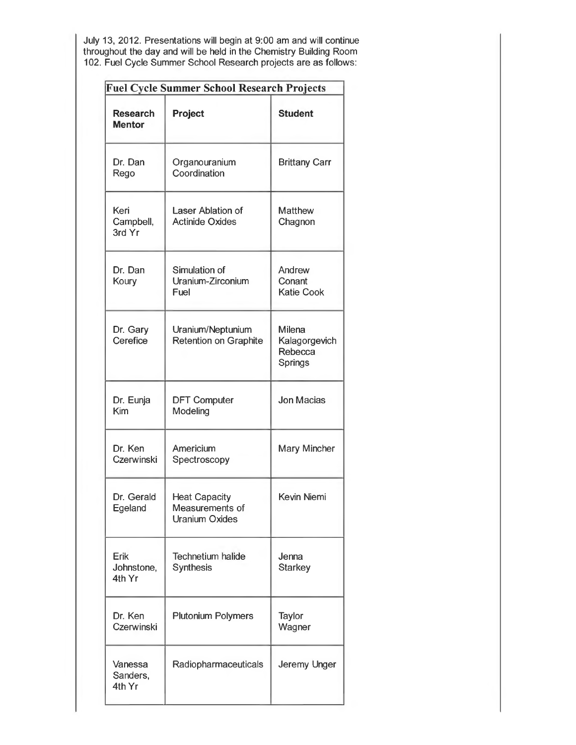July 13, 2012. Presentations will begin at 9:00 am and will continue throughout the day and will be held in the Chemistry Building Room 102. Fuel Cycle Summer School Research projects are as follows:

**Fuel Cycle Summer School Research Projects**

| Research Mentor | Project | Student |
| --- | --- | --- |
| Dr. Dan Rego | Organouranium Coordination | Brittany Carr |
| Keri Campbell, 3rd Yr | Laser Ablation of Actinide Oxides | Matthew Chagnon |
| Dr. Dan Koury | Simulation of Uranium-Zirconium Fuel | Andrew Conant<br>Katie Cook |
| Dr. Gary Cerefice | Uranium/Neptunium Retention on Graphite | Milena Kalagorgevich<br>Rebecca Springs |
| Dr. Eunja Kim | DFT Computer Modeling | Jon Macias |
| Dr. Ken Czerwinski | Americium Spectroscopy | Mary Mincher |
| Dr. Gerald Egeland | Heat Capacity Measurements of Uranium Oxides | Kevin Niemi |
| Erik Johnstone, 4th Yr | Technetium halide Synthesis | Jenna Starkey |
| Dr. Ken Czerwinski | Plutonium Polymers | Taylor Wagner |
| Vanessa Sanders, 4th Yr | Radiopharmaceuticals | Jeremy Unger |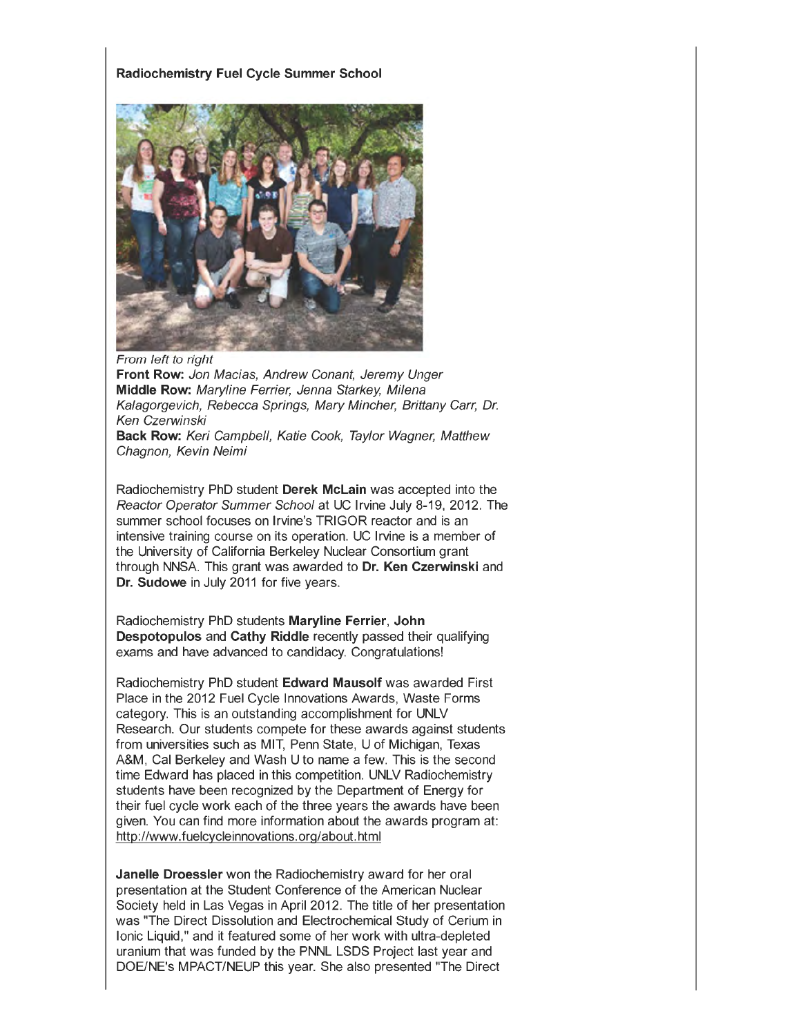**Radiochemistry Fuel Cycle Summer School**

*From left to right*
**Front Row:** *Jon Macias, Andrew Conant, Jeremy Unger*
**Middle Row:** *Maryline Ferrier, Jenna Starkey, Milena Kalagorgevich, Rebecca Springs, Mary Mincher, Brittany Carr, Dr. Ken Czerwinski*
**Back Row:** *Keri Campbell, Katie Cook, Taylor Wagner, Matthew Chagnon, Kevin Neimi*

Radiochemistry PhD student **Derek McLain** was accepted into the *Reactor Operator Summer School* at UC Irvine July 8-19, 2012. The summer school focuses on Irvine's TRIGOR reactor and is an intensive training course on its operation. UC Irvine is a member of the University of California Berkeley Nuclear Consortium grant through NNSA. This grant was awarded to **Dr. Ken Czerwinski** and **Dr. Sudowe** in July 2011 for five years.

Radiochemistry PhD students **Maryline Ferrier**, **John Despotopulos** and **Cathy Riddle** recently passed their qualifying exams and have advanced to candidacy. Congratulations!

Radiochemistry PhD student **Edward Mausolf** was awarded First Place in the 2012 Fuel Cycle Innovations Awards, Waste Forms category. This is an outstanding accomplishment for UNLV Research. Our students compete for these awards against students from universities such as MIT, Penn State, U of Michigan, Texas A&M, Cal Berkeley and Wash U to name a few. This is the second time Edward has placed in this competition. UNLV Radiochemistry students have been recognized by the Department of Energy for their fuel cycle work each of the three years the awards have been given. You can find more information about the awards program at: http://www.fuelcycleinnovations.org/about.html

**Janelle Droessler** won the Radiochemistry award for her oral presentation at the Student Conference of the American Nuclear Society held in Las Vegas in April 2012. The title of her presentation was "The Direct Dissolution and Electrochemical Study of Cerium in Ionic Liquid," and it featured some of her work with ultra-depleted uranium that was funded by the PNNL LSDS Project last year and DOE/NE's MPACT/NEUP this year. She also presented "The Direct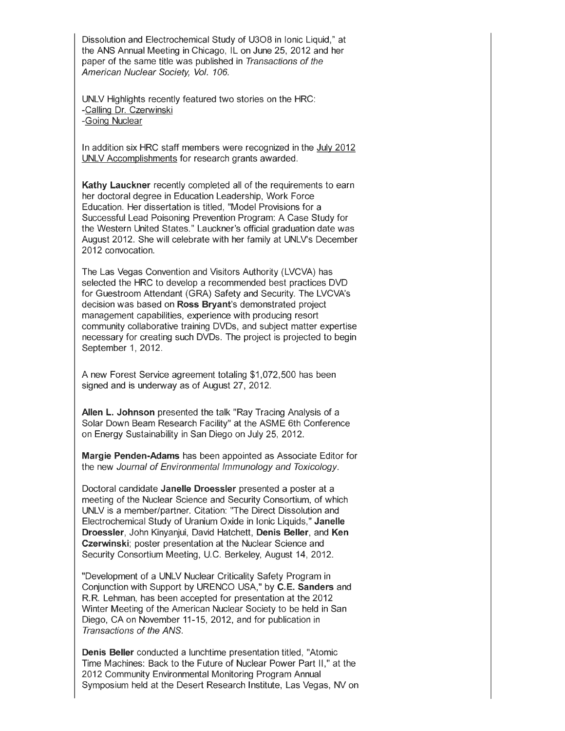Dissolution and Electrochemical Study of $U_3O_8$ in Ionic Liquid," at the ANS Annual Meeting in Chicago, IL on June 25, 2012 and her paper of the same title was published in *Transactions of the American Nuclear Society, Vol. 106.*

UNLV Highlights recently featured two stories on the HRC:
-Calling Dr. Czerwinski
-Going Nuclear

In addition six HRC staff members were recognized in the July 2012 UNLV Accomplishments for research grants awarded.

**Kathy Lauckner** recently completed all of the requirements to earn her doctoral degree in Education Leadership, Work Force Education. Her dissertation is titled, "Model Provisions for a Successful Lead Poisoning Prevention Program: A Case Study for the Western United States." Lauckner's official graduation date was August 2012. She will celebrate with her family at UNLV's December 2012 convocation.

The Las Vegas Convention and Visitors Authority (LVCVA) has selected the HRC to develop a recommended best practices DVD for Guestroom Attendant (GRA) Safety and Security. The LVCVA's decision was based on **Ross Bryant**'s demonstrated project management capabilities, experience with producing resort community collaborative training DVDs, and subject matter expertise necessary for creating such DVDs. The project is projected to begin September 1, 2012.

A new Forest Service agreement totaling $1,072,500 has been signed and is underway as of August 27, 2012.

**Allen L. Johnson** presented the talk "Ray Tracing Analysis of a Solar Down Beam Research Facility" at the ASME 6th Conference on Energy Sustainability in San Diego on July 25, 2012.

**Margie Penden-Adams** has been appointed as Associate Editor for the new *Journal of Environmental Immunology and Toxicology*.

Doctoral candidate **Janelle Droessler** presented a poster at a meeting of the Nuclear Science and Security Consortium, of which UNLV is a member/partner. Citation: "The Direct Dissolution and Electrochemical Study of Uranium Oxide in Ionic Liquids," **Janelle Droessler**, John Kinyanjui, David Hatchett, **Denis Beller**, and **Ken Czerwinski**; poster presentation at the Nuclear Science and Security Consortium Meeting, U.C. Berkeley, August 14, 2012.

"Development of a UNLV Nuclear Criticality Safety Program in Conjunction with Support by URENCO USA," by **C.E. Sanders** and R.R. Lehman, has been accepted for presentation at the 2012 Winter Meeting of the American Nuclear Society to be held in San Diego, CA on November 11-15, 2012, and for publication in *Transactions of the ANS*.

**Denis Beller** conducted a lunchtime presentation titled, "Atomic Time Machines: Back to the Future of Nuclear Power Part II," at the 2012 Community Environmental Monitoring Program Annual Symposium held at the Desert Research Institute, Las Vegas, NV on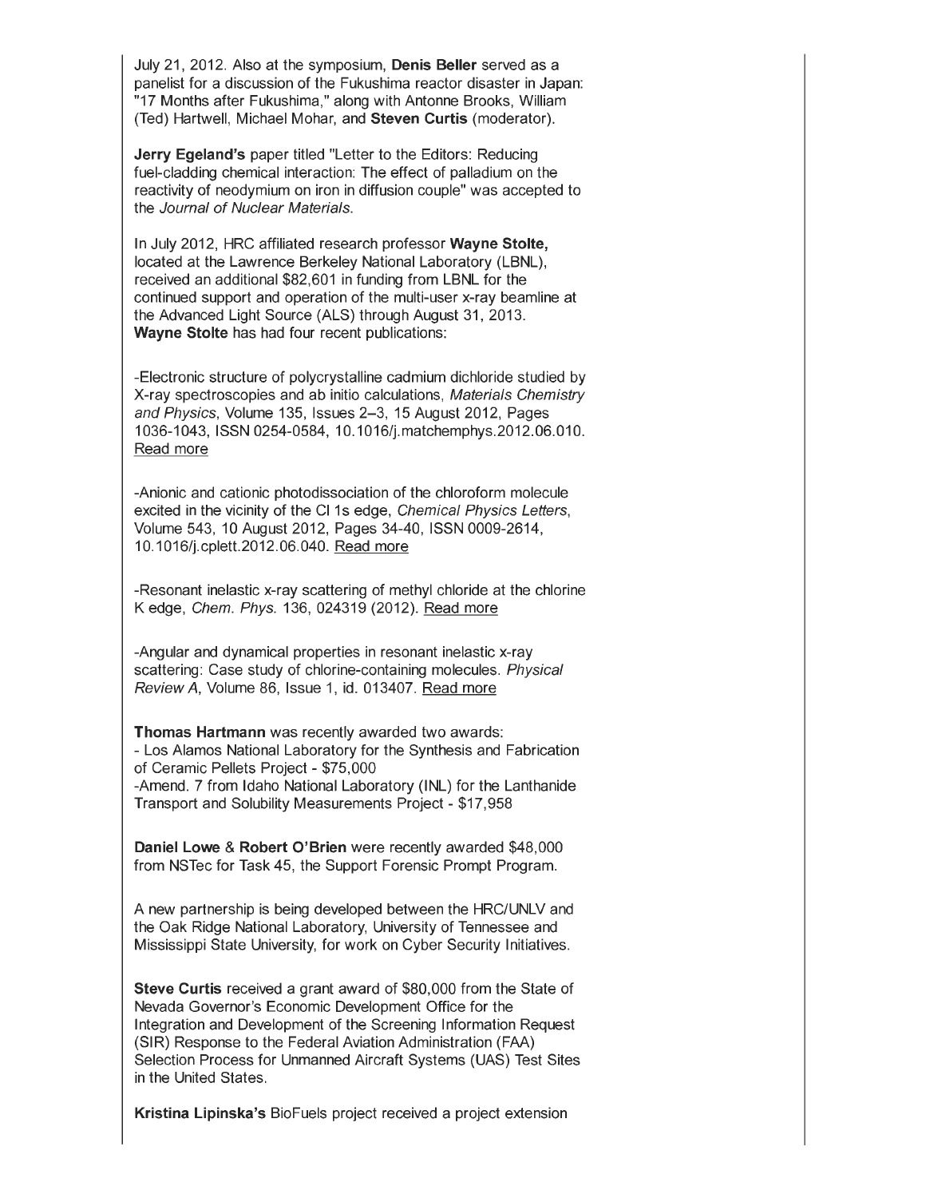July 21, 2012. Also at the symposium, **Denis Beller** served as a panelist for a discussion of the Fukushima reactor disaster in Japan: "17 Months after Fukushima," along with Antonne Brooks, William (Ted) Hartwell, Michael Mohar, and **Steven Curtis** (moderator).

**Jerry Egeland's** paper titled "Letter to the Editors: Reducing fuel-cladding chemical interaction: The effect of palladium on the reactivity of neodymium on iron in diffusion couple" was accepted to the *Journal of Nuclear Materials*.

In July 2012, HRC affiliated research professor **Wayne Stolte,** located at the Lawrence Berkeley National Laboratory (LBNL), received an additional $82,601 in funding from LBNL for the continued support and operation of the multi-user x-ray beamline at the Advanced Light Source (ALS) through August 31, 2013. **Wayne Stolte** has had four recent publications:

-Electronic structure of polycrystalline cadmium dichloride studied by X-ray spectroscopies and ab initio calculations, *Materials Chemistry and Physics*, Volume 135, Issues 2–3, 15 August 2012, Pages 1036-1043, ISSN 0254-0584, 10.1016/j.matchemphys.2012.06.010. Read more

-Anionic and cationic photodissociation of the chloroform molecule excited in the vicinity of the Cl 1s edge, *Chemical Physics Letters*, Volume 543, 10 August 2012, Pages 34-40, ISSN 0009-2614, 10.1016/j.cplett.2012.06.040. Read more

-Resonant inelastic x-ray scattering of methyl chloride at the chlorine K edge, *Chem. Phys.* 136, 024319 (2012). Read more

-Angular and dynamical properties in resonant inelastic x-ray scattering: Case study of chlorine-containing molecules. *Physical Review A*, Volume 86, Issue 1, id. 013407. Read more

**Thomas Hartmann** was recently awarded two awards:
- Los Alamos National Laboratory for the Synthesis and Fabrication of Ceramic Pellets Project - $75,000
-Amend. 7 from Idaho National Laboratory (INL) for the Lanthanide Transport and Solubility Measurements Project - $17,958

**Daniel Lowe** & **Robert O'Brien** were recently awarded $48,000 from NSTec for Task 45, the Support Forensic Prompt Program.

A new partnership is being developed between the HRC/UNLV and the Oak Ridge National Laboratory, University of Tennessee and Mississippi State University, for work on Cyber Security Initiatives.

**Steve Curtis** received a grant award of $80,000 from the State of Nevada Governor's Economic Development Office for the Integration and Development of the Screening Information Request (SIR) Response to the Federal Aviation Administration (FAA) Selection Process for Unmanned Aircraft Systems (UAS) Test Sites in the United States.

**Kristina Lipinska's** BioFuels project received a project extension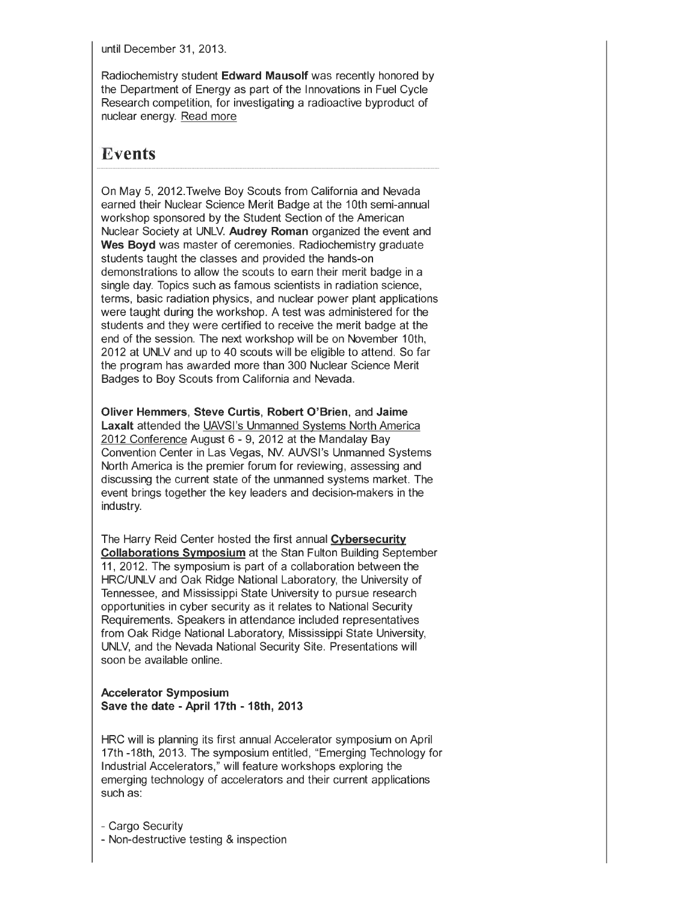until December 31, 2013.

Radiochemistry student **Edward Mausolf** was recently honored by the Department of Energy as part of the Innovations in Fuel Cycle Research competition, for investigating a radioactive byproduct of nuclear energy. Read more

## Events

On May 5, 2012.Twelve Boy Scouts from California and Nevada earned their Nuclear Science Merit Badge at the 10th semi-annual workshop sponsored by the Student Section of the American Nuclear Society at UNLV. **Audrey Roman** organized the event and **Wes Boyd** was master of ceremonies. Radiochemistry graduate students taught the classes and provided the hands-on demonstrations to allow the scouts to earn their merit badge in a single day. Topics such as famous scientists in radiation science, terms, basic radiation physics, and nuclear power plant applications were taught during the workshop. A test was administered for the students and they were certified to receive the merit badge at the end of the session. The next workshop will be on November 10th, 2012 at UNLV and up to 40 scouts will be eligible to attend. So far the program has awarded more than 300 Nuclear Science Merit Badges to Boy Scouts from California and Nevada.

**Oliver Hemmers**, **Steve Curtis**, **Robert O'Brien**, and **Jaime Laxalt** attended the UAVSI's Unmanned Systems North America 2012 Conference August 6 - 9, 2012 at the Mandalay Bay Convention Center in Las Vegas, NV. AUVSI's Unmanned Systems North America is the premier forum for reviewing, assessing and discussing the current state of the unmanned systems market. The event brings together the key leaders and decision-makers in the industry.

The Harry Reid Center hosted the first annual **Cybersecurity Collaborations Symposium** at the Stan Fulton Building September 11, 2012. The symposium is part of a collaboration between the HRC/UNLV and Oak Ridge National Laboratory, the University of Tennessee, and Mississippi State University to pursue research opportunities in cyber security as it relates to National Security Requirements. Speakers in attendance included representatives from Oak Ridge National Laboratory, Mississippi State University, UNLV, and the Nevada National Security Site. Presentations will soon be available online.

**Accelerator Symposium**
**Save the date - April 17th - 18th, 2013**

HRC will is planning its first annual Accelerator symposium on April 17th -18th, 2013. The symposium entitled, "Emerging Technology for Industrial Accelerators," will feature workshops exploring the emerging technology of accelerators and their current applications such as:

- Cargo Security
- Non-destructive testing & inspection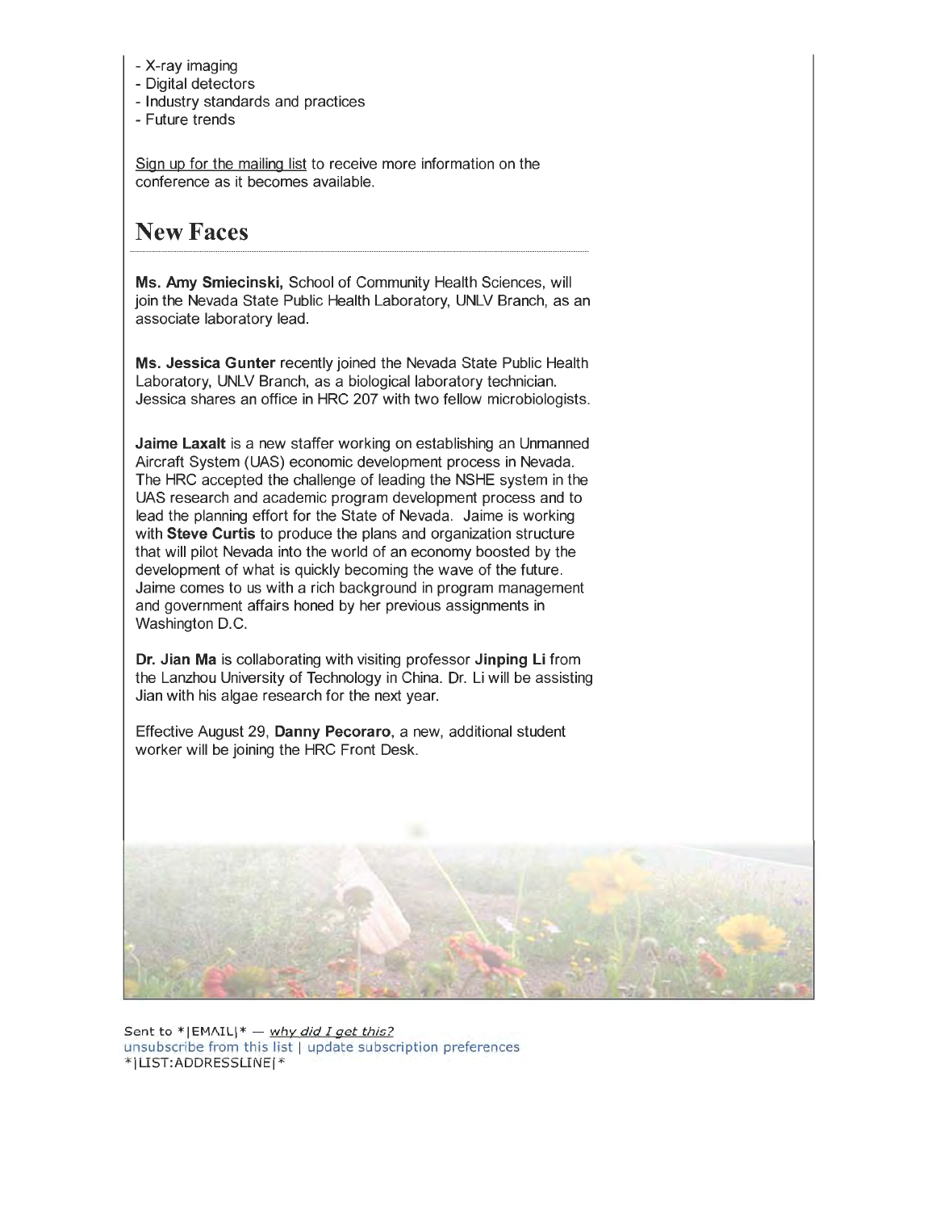- X-ray imaging
- Digital detectors
- Industry standards and practices
- Future trends

Sign up for the mailing list to receive more information on the conference as it becomes available.

## New Faces

**Ms. Amy Smiecinski,** School of Community Health Sciences, will join the Nevada State Public Health Laboratory, UNLV Branch, as an associate laboratory lead.

**Ms. Jessica Gunter** recently joined the Nevada State Public Health Laboratory, UNLV Branch, as a biological laboratory technician. Jessica shares an office in HRC 207 with two fellow microbiologists.

**Jaime Laxalt** is a new staffer working on establishing an Unmanned Aircraft System (UAS) economic development process in Nevada. The HRC accepted the challenge of leading the NSHE system in the UAS research and academic program development process and to lead the planning effort for the State of Nevada. Jaime is working with **Steve Curtis** to produce the plans and organization structure that will pilot Nevada into the world of an economy boosted by the development of what is quickly becoming the wave of the future. Jaime comes to us with a rich background in program management and government affairs honed by her previous assignments in Washington D.C.

**Dr. Jian Ma** is collaborating with visiting professor **Jinping Li** from the Lanzhou University of Technology in China. Dr. Li will be assisting Jian with his algae research for the next year.

Effective August 29, **Danny Pecoraro**, a new, additional student worker will be joining the HRC Front Desk.

Sent to *|EMAIL|* — *why did I get this?*
unsubscribe from this list | update subscription preferences
*|LIST:ADDRESSLINE|*